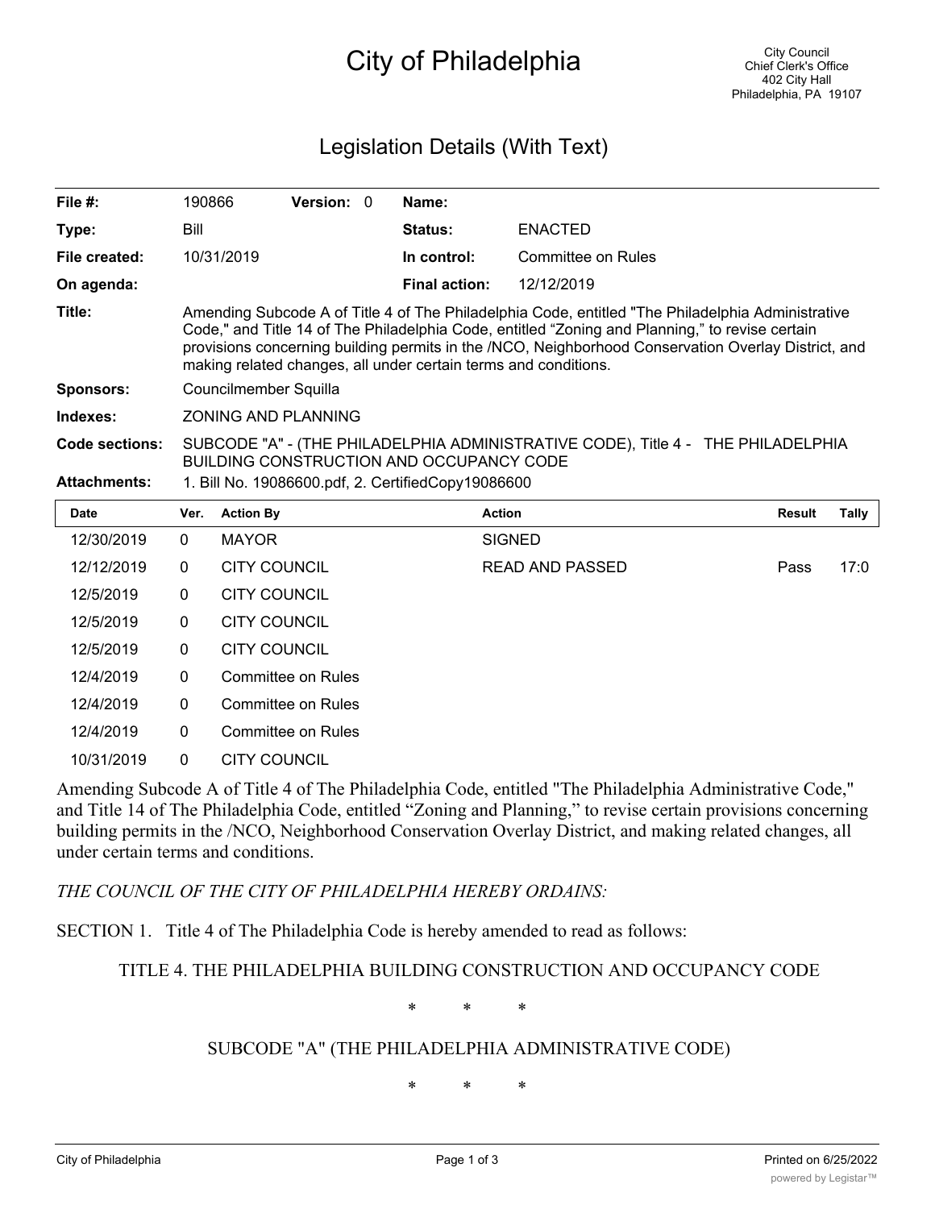# City of Philadelphia

City Council
Chief Clerk's Office
402 City Hall
Philadelphia, PA 19107

## Legislation Details (With Text)

| | | | | | |
|---|---|---|---|---|---|
| **File #:** | 190866 | **Version:** | 0 | **Name:** | |
| **Type:** | Bill | | | **Status:** | ENACTED |
| **File created:** | 10/31/2019 | | | **In control:** | Committee on Rules |
| **On agenda:** | | | | **Final action:** | 12/12/2019 |

**Title:** Amending Subcode A of Title 4 of The Philadelphia Code, entitled "The Philadelphia Administrative Code," and Title 14 of The Philadelphia Code, entitled “Zoning and Planning,” to revise certain provisions concerning building permits in the /NCO, Neighborhood Conservation Overlay District, and making related changes, all under certain terms and conditions.

**Sponsors:** Councilmember Squilla

**Indexes:** ZONING AND PLANNING

**Code sections:** SUBCODE "A" - (THE PHILADELPHIA ADMINISTRATIVE CODE), Title 4 - THE PHILADELPHIA BUILDING CONSTRUCTION AND OCCUPANCY CODE

**Attachments:** 1. Bill No. 19086600.pdf, 2. CertifiedCopy19086600

| Date | Ver. | Action By | Action | Result | Tally |
|---|---|---|---|---|---|
| 12/30/2019 | 0 | MAYOR | SIGNED | | |
| 12/12/2019 | 0 | CITY COUNCIL | READ AND PASSED | Pass | 17:0 |
| 12/5/2019 | 0 | CITY COUNCIL | | | |
| 12/5/2019 | 0 | CITY COUNCIL | | | |
| 12/5/2019 | 0 | CITY COUNCIL | | | |
| 12/4/2019 | 0 | Committee on Rules | | | |
| 12/4/2019 | 0 | Committee on Rules | | | |
| 12/4/2019 | 0 | Committee on Rules | | | |
| 10/31/2019 | 0 | CITY COUNCIL | | | |

Amending Subcode A of Title 4 of The Philadelphia Code, entitled "The Philadelphia Administrative Code," and Title 14 of The Philadelphia Code, entitled “Zoning and Planning,” to revise certain provisions concerning building permits in the /NCO, Neighborhood Conservation Overlay District, and making related changes, all under certain terms and conditions.

*THE COUNCIL OF THE CITY OF PHILADELPHIA HEREBY ORDAINS:*

SECTION 1. Title 4 of The Philadelphia Code is hereby amended to read as follows:

TITLE 4. THE PHILADELPHIA BUILDING CONSTRUCTION AND OCCUPANCY CODE

\* \* \*

SUBCODE "A" (THE PHILADELPHIA ADMINISTRATIVE CODE)

\* \* \*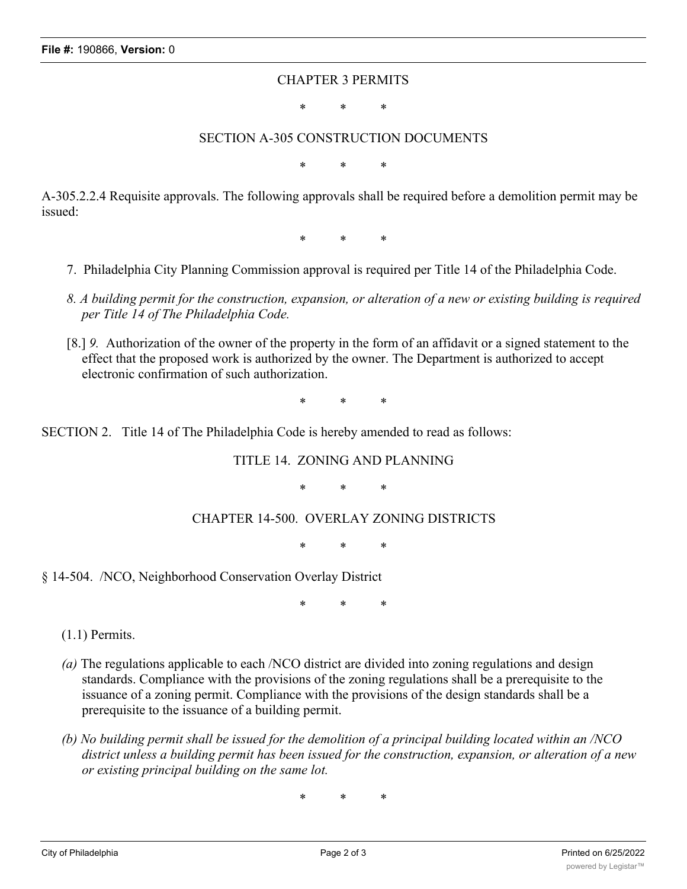CHAPTER 3 PERMITS

\* \* \*

SECTION A-305 CONSTRUCTION DOCUMENTS

\* \* \*

A-305.2.2.4 Requisite approvals. The following approvals shall be required before a demolition permit may be issued:

\* \* \*

7. Philadelphia City Planning Commission approval is required per Title 14 of the Philadelphia Code.

*8. A building permit for the construction, expansion, or alteration of a new or existing building is required per Title 14 of The Philadelphia Code.*

[8.] *9.* Authorization of the owner of the property in the form of an affidavit or a signed statement to the effect that the proposed work is authorized by the owner. The Department is authorized to accept electronic confirmation of such authorization.

\* \* \*

SECTION 2. Title 14 of The Philadelphia Code is hereby amended to read as follows:

TITLE 14. ZONING AND PLANNING

\* \* \*

CHAPTER 14-500. OVERLAY ZONING DISTRICTS

\* \* \*

§ 14-504. /NCO, Neighborhood Conservation Overlay District

\* \* \*

(1.1) Permits.

*(a)* The regulations applicable to each /NCO district are divided into zoning regulations and design standards. Compliance with the provisions of the zoning regulations shall be a prerequisite to the issuance of a zoning permit. Compliance with the provisions of the design standards shall be a prerequisite to the issuance of a building permit.

*(b) No building permit shall be issued for the demolition of a principal building located within an /NCO district unless a building permit has been issued for the construction, expansion, or alteration of a new or existing principal building on the same lot.*

\* \* \*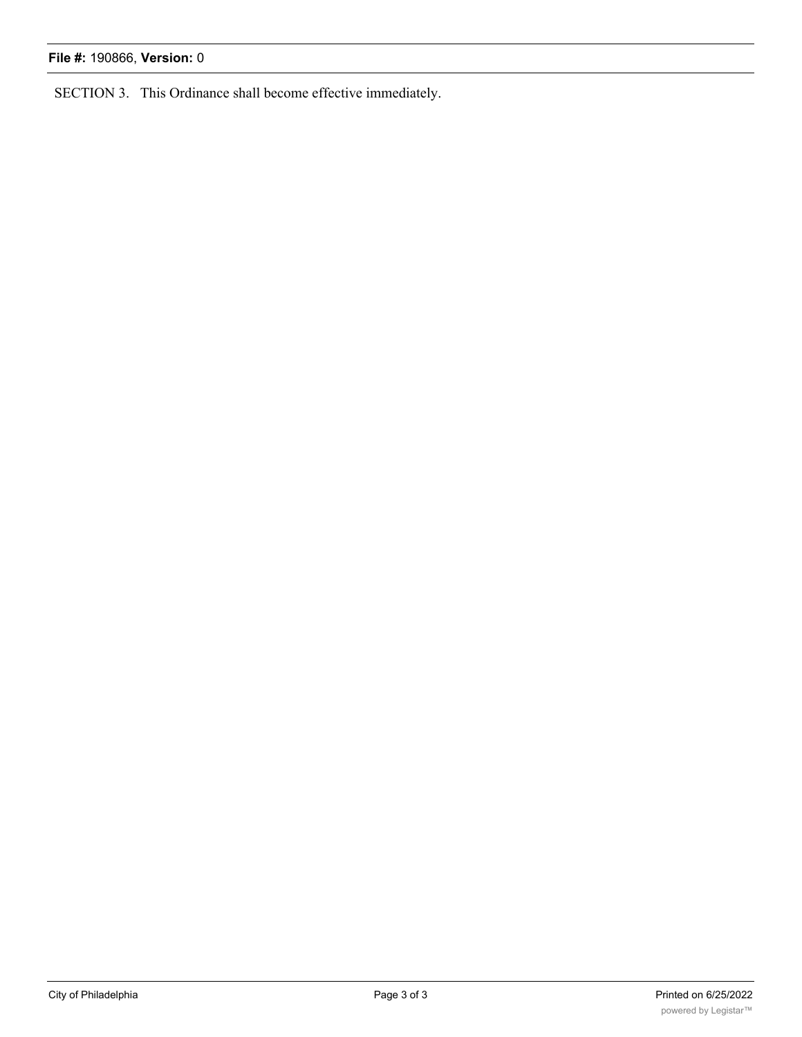SECTION 3. This Ordinance shall become effective immediately.